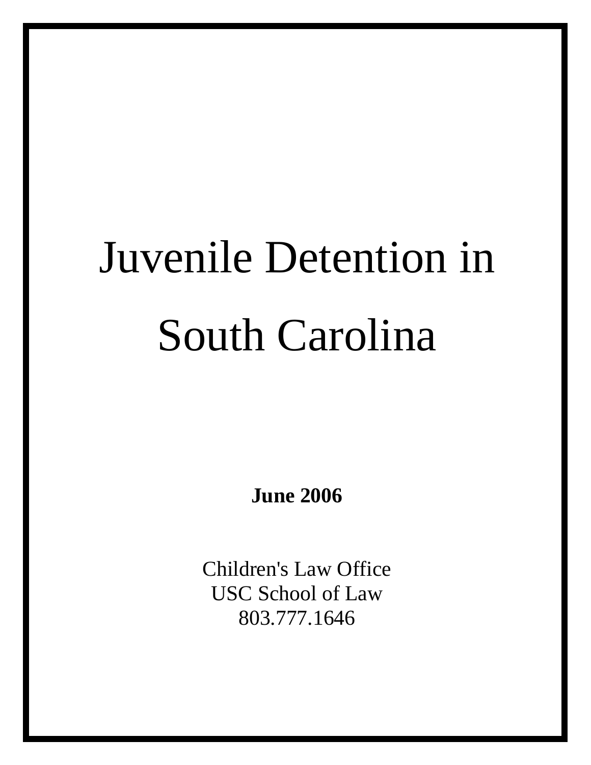# Juvenile Detention in South Carolina

**June 2006**

Children's Law Office
USC School of Law
803.777.1646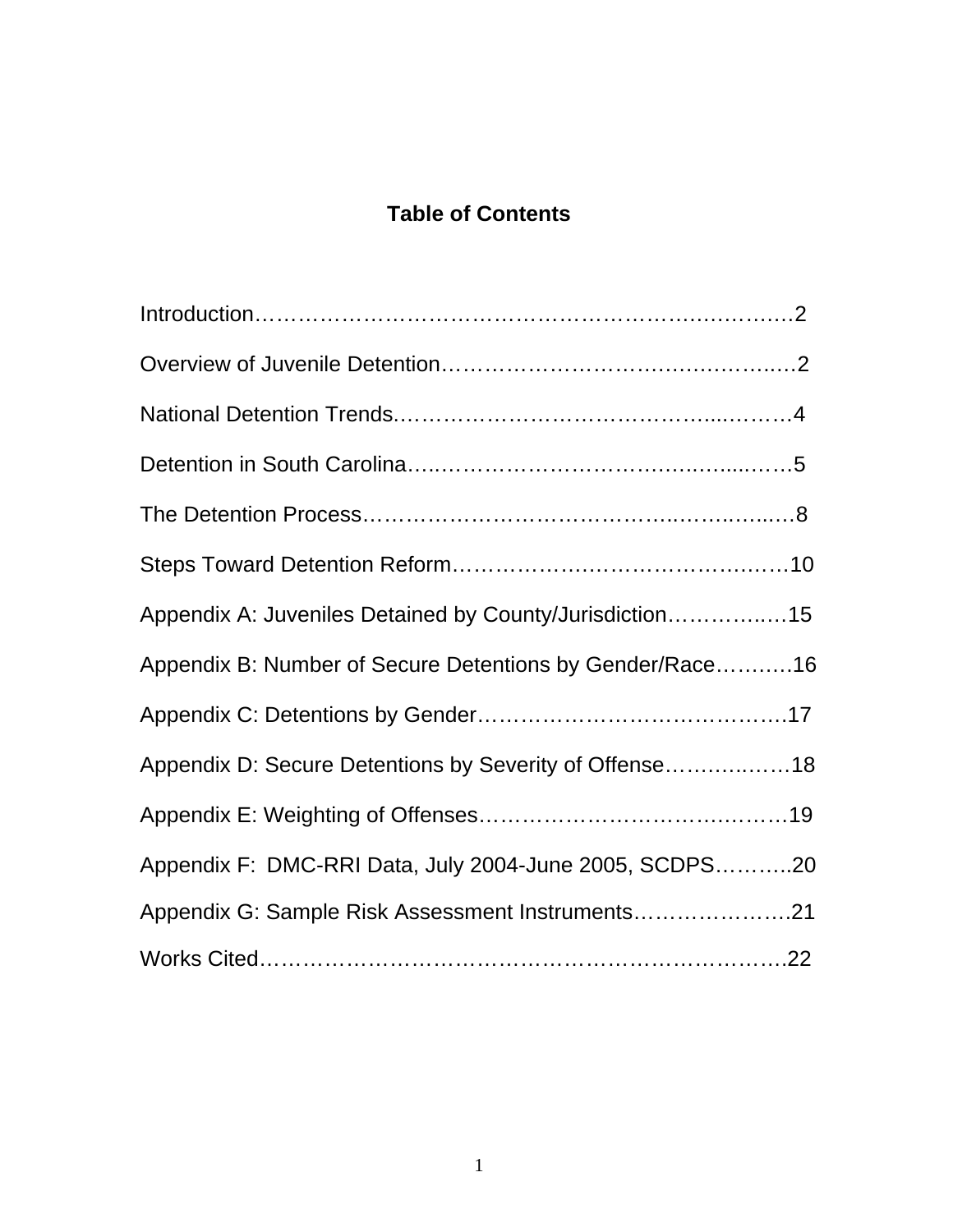# Table of Contents

Introduction……………………………………………………….……….…2

Overview of Juvenile Detention………………………….…….……….…2

National Detention Trends.…………………………………...………4

Detention in South Carolina…..……………………….….….…....….…5

The Detention Process…………………………………..……..…...…8

Steps Toward Detention Reform…………….……………………..….…10

Appendix A: Juveniles Detained by County/Jurisdiction………….…15

Appendix B: Number of Secure Detentions by Gender/Race……..…16

Appendix C: Detentions by Gender………………………………….…17

Appendix D: Secure Detentions by Severity of Offense……….……18

Appendix E: Weighting of Offenses……………………………..………19

Appendix F: DMC-RRI Data, July 2004-June 2005, SCDPS………..20

Appendix G: Sample Risk Assessment Instruments………….……….21

Works Cited…………………………………………………….……………22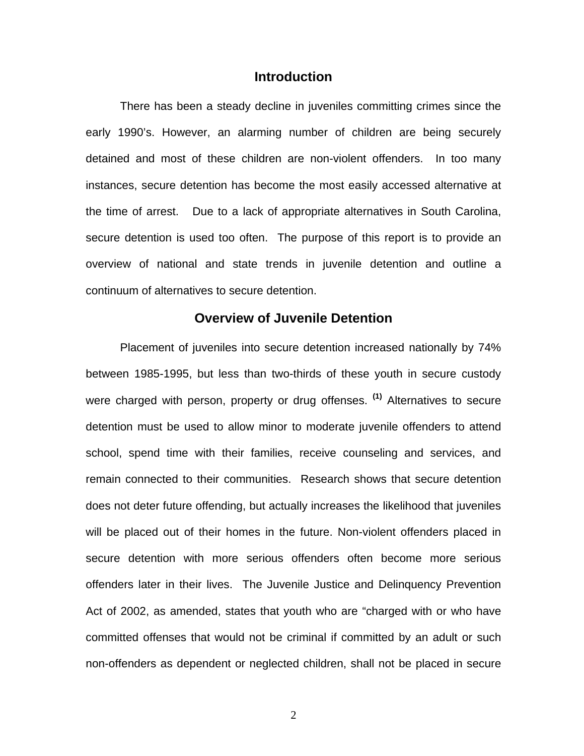## Introduction

There has been a steady decline in juveniles committing crimes since the early 1990's. However, an alarming number of children are being securely detained and most of these children are non-violent offenders. In too many instances, secure detention has become the most easily accessed alternative at the time of arrest. Due to a lack of appropriate alternatives in South Carolina, secure detention is used too often. The purpose of this report is to provide an overview of national and state trends in juvenile detention and outline a continuum of alternatives to secure detention.

## Overview of Juvenile Detention

Placement of juveniles into secure detention increased nationally by 74% between 1985-1995, but less than two-thirds of these youth in secure custody were charged with person, property or drug offenses. [(1)] Alternatives to secure detention must be used to allow minor to moderate juvenile offenders to attend school, spend time with their families, receive counseling and services, and remain connected to their communities. Research shows that secure detention does not deter future offending, but actually increases the likelihood that juveniles will be placed out of their homes in the future. Non-violent offenders placed in secure detention with more serious offenders often become more serious offenders later in their lives. The Juvenile Justice and Delinquency Prevention Act of 2002, as amended, states that youth who are "charged with or who have committed offenses that would not be criminal if committed by an adult or such non-offenders as dependent or neglected children, shall not be placed in secure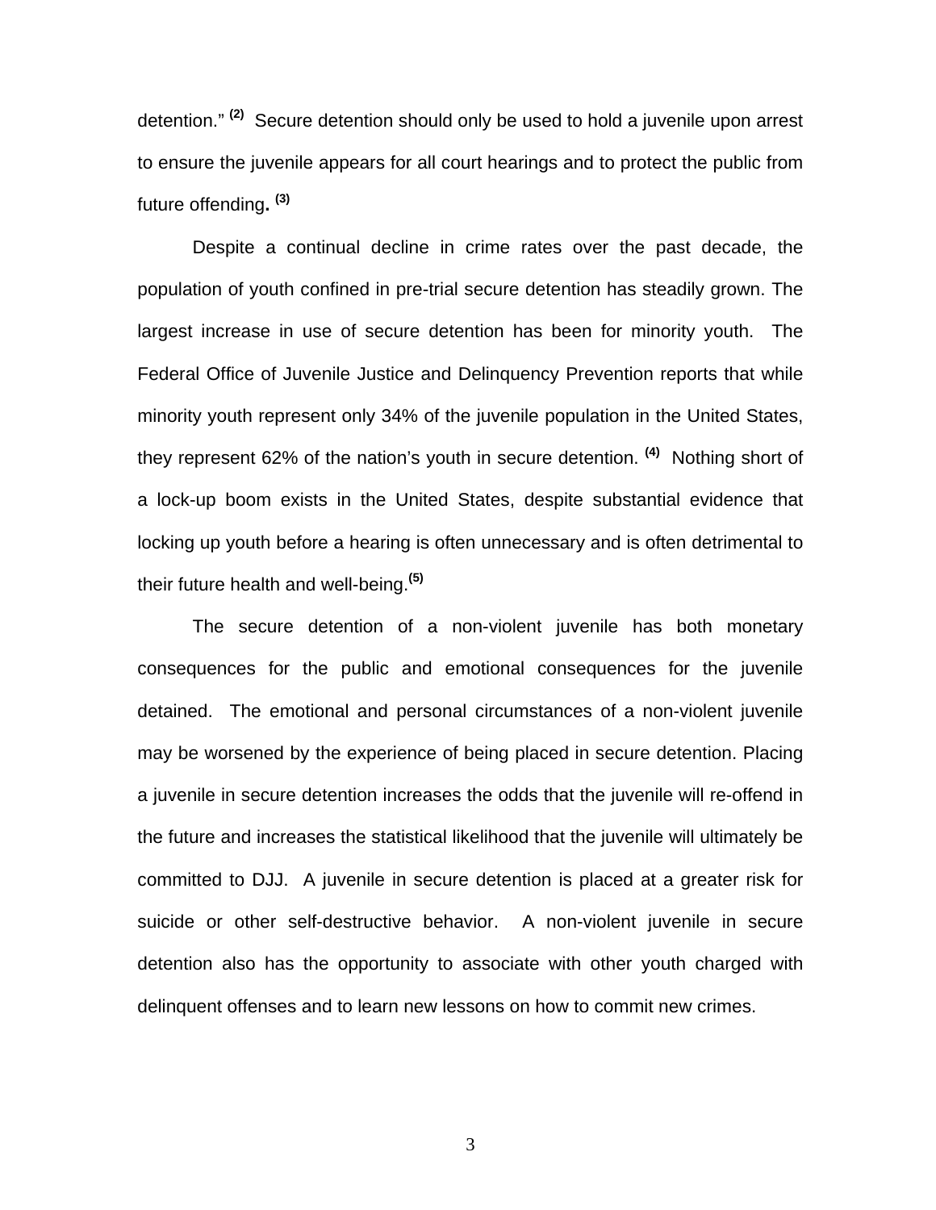detention." [2] Secure detention should only be used to hold a juvenile upon arrest to ensure the juvenile appears for all court hearings and to protect the public from future offending. [3]

Despite a continual decline in crime rates over the past decade, the population of youth confined in pre-trial secure detention has steadily grown. The largest increase in use of secure detention has been for minority youth. The Federal Office of Juvenile Justice and Delinquency Prevention reports that while minority youth represent only 34% of the juvenile population in the United States, they represent 62% of the nation's youth in secure detention. [4] Nothing short of a lock-up boom exists in the United States, despite substantial evidence that locking up youth before a hearing is often unnecessary and is often detrimental to their future health and well-being.[5]

The secure detention of a non-violent juvenile has both monetary consequences for the public and emotional consequences for the juvenile detained. The emotional and personal circumstances of a non-violent juvenile may be worsened by the experience of being placed in secure detention. Placing a juvenile in secure detention increases the odds that the juvenile will re-offend in the future and increases the statistical likelihood that the juvenile will ultimately be committed to DJJ. A juvenile in secure detention is placed at a greater risk for suicide or other self-destructive behavior. A non-violent juvenile in secure detention also has the opportunity to associate with other youth charged with delinquent offenses and to learn new lessons on how to commit new crimes.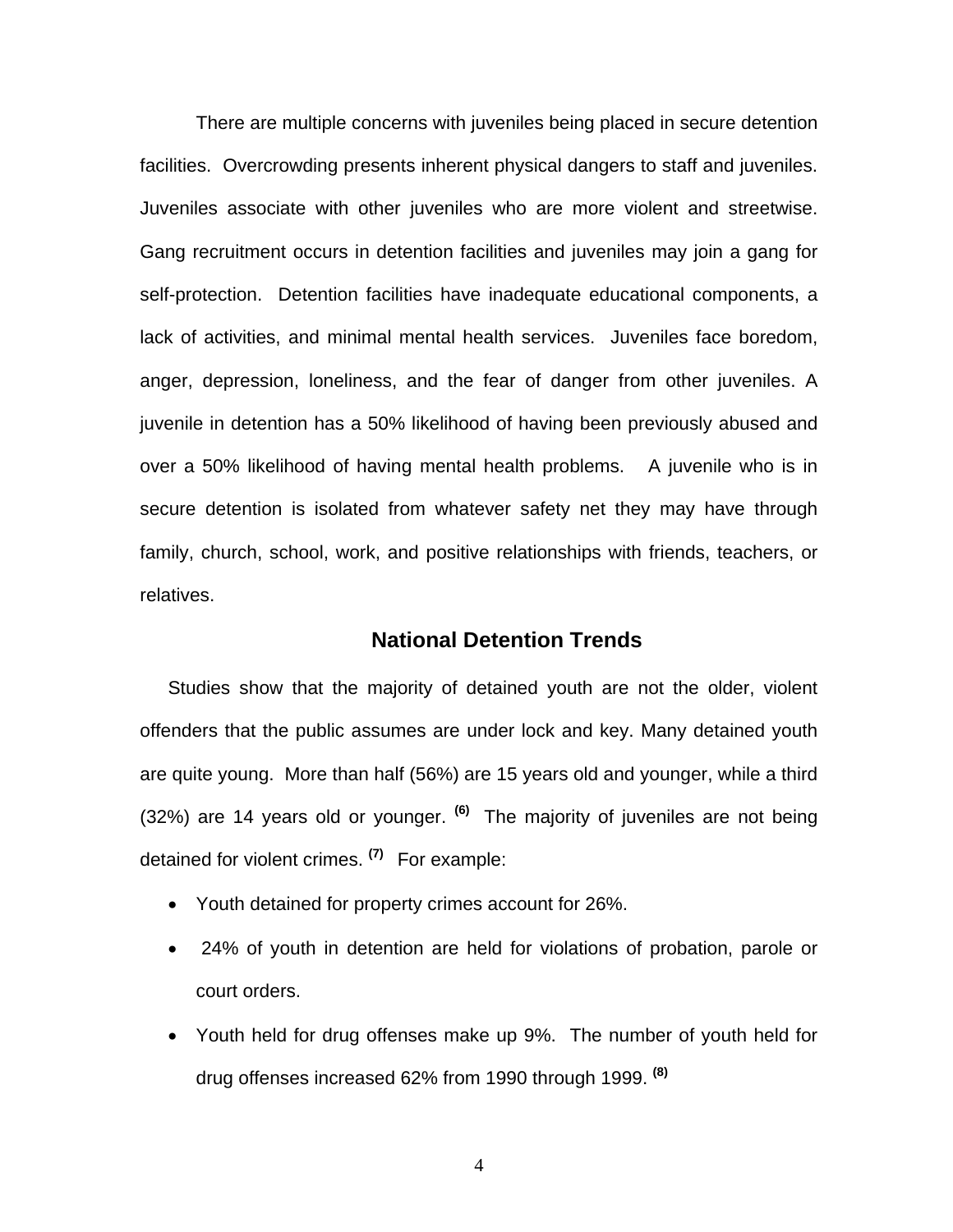There are multiple concerns with juveniles being placed in secure detention facilities. Overcrowding presents inherent physical dangers to staff and juveniles. Juveniles associate with other juveniles who are more violent and streetwise. Gang recruitment occurs in detention facilities and juveniles may join a gang for self-protection. Detention facilities have inadequate educational components, a lack of activities, and minimal mental health services. Juveniles face boredom, anger, depression, loneliness, and the fear of danger from other juveniles. A juvenile in detention has a 50% likelihood of having been previously abused and over a 50% likelihood of having mental health problems. A juvenile who is in secure detention is isolated from whatever safety net they may have through family, church, school, work, and positive relationships with friends, teachers, or relatives.

## National Detention Trends

Studies show that the majority of detained youth are not the older, violent offenders that the public assumes are under lock and key. Many detained youth are quite young. More than half (56%) are 15 years old and younger, while a third (32%) are 14 years old or younger. [(6)] The majority of juveniles are not being detained for violent crimes. [(7)] For example:

- Youth detained for property crimes account for 26%.
- 24% of youth in detention are held for violations of probation, parole or court orders.
- Youth held for drug offenses make up 9%. The number of youth held for drug offenses increased 62% from 1990 through 1999. [(8)]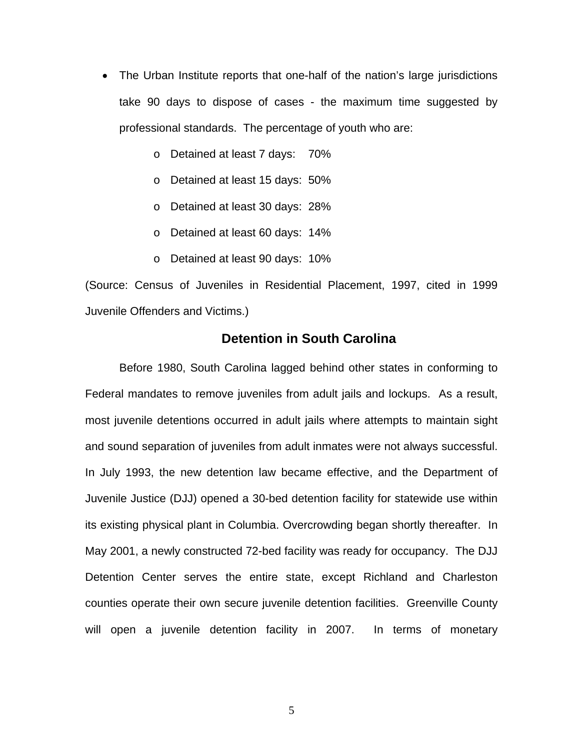- The Urban Institute reports that one-half of the nation's large jurisdictions take 90 days to dispose of cases - the maximum time suggested by professional standards. The percentage of youth who are:
  - Detained at least 7 days: 70%
  - Detained at least 15 days: 50%
  - Detained at least 30 days: 28%
  - Detained at least 60 days: 14%
  - Detained at least 90 days: 10%

(Source: Census of Juveniles in Residential Placement, 1997, cited in 1999 Juvenile Offenders and Victims.)

## Detention in South Carolina

Before 1980, South Carolina lagged behind other states in conforming to Federal mandates to remove juveniles from adult jails and lockups. As a result, most juvenile detentions occurred in adult jails where attempts to maintain sight and sound separation of juveniles from adult inmates were not always successful. In July 1993, the new detention law became effective, and the Department of Juvenile Justice (DJJ) opened a 30-bed detention facility for statewide use within its existing physical plant in Columbia. Overcrowding began shortly thereafter. In May 2001, a newly constructed 72-bed facility was ready for occupancy. The DJJ Detention Center serves the entire state, except Richland and Charleston counties operate their own secure juvenile detention facilities. Greenville County will open a juvenile detention facility in 2007. In terms of monetary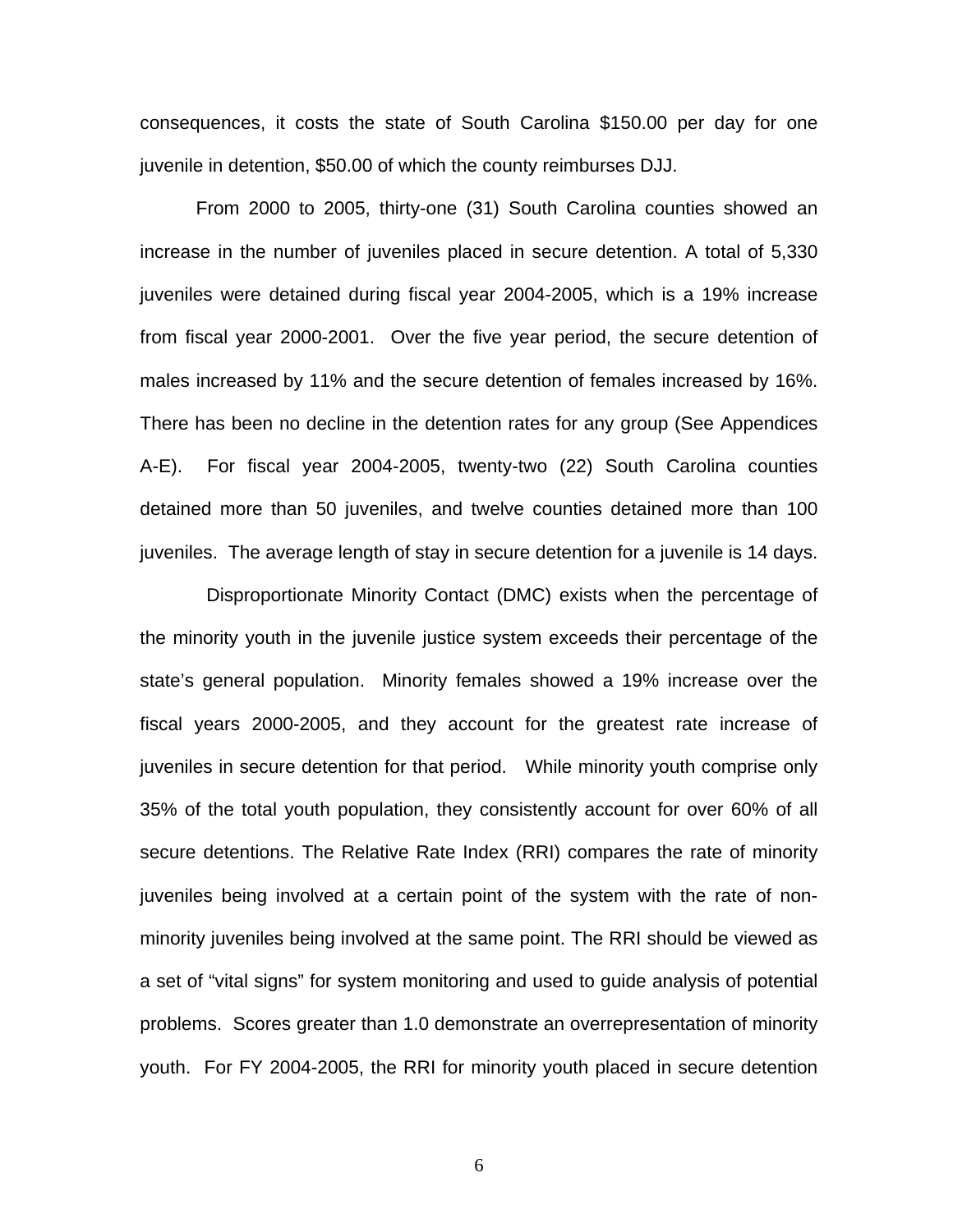consequences, it costs the state of South Carolina $150.00 per day for one juvenile in detention, $50.00 of which the county reimburses DJJ.

From 2000 to 2005, thirty-one (31) South Carolina counties showed an increase in the number of juveniles placed in secure detention. A total of 5,330 juveniles were detained during fiscal year 2004-2005, which is a 19% increase from fiscal year 2000-2001. Over the five year period, the secure detention of males increased by 11% and the secure detention of females increased by 16%. There has been no decline in the detention rates for any group (See Appendices A-E). For fiscal year 2004-2005, twenty-two (22) South Carolina counties detained more than 50 juveniles, and twelve counties detained more than 100 juveniles. The average length of stay in secure detention for a juvenile is 14 days.

Disproportionate Minority Contact (DMC) exists when the percentage of the minority youth in the juvenile justice system exceeds their percentage of the state's general population. Minority females showed a 19% increase over the fiscal years 2000-2005, and they account for the greatest rate increase of juveniles in secure detention for that period. While minority youth comprise only 35% of the total youth population, they consistently account for over 60% of all secure detentions. The Relative Rate Index (RRI) compares the rate of minority juveniles being involved at a certain point of the system with the rate of non-minority juveniles being involved at the same point. The RRI should be viewed as a set of "vital signs" for system monitoring and used to guide analysis of potential problems. Scores greater than 1.0 demonstrate an overrepresentation of minority youth. For FY 2004-2005, the RRI for minority youth placed in secure detention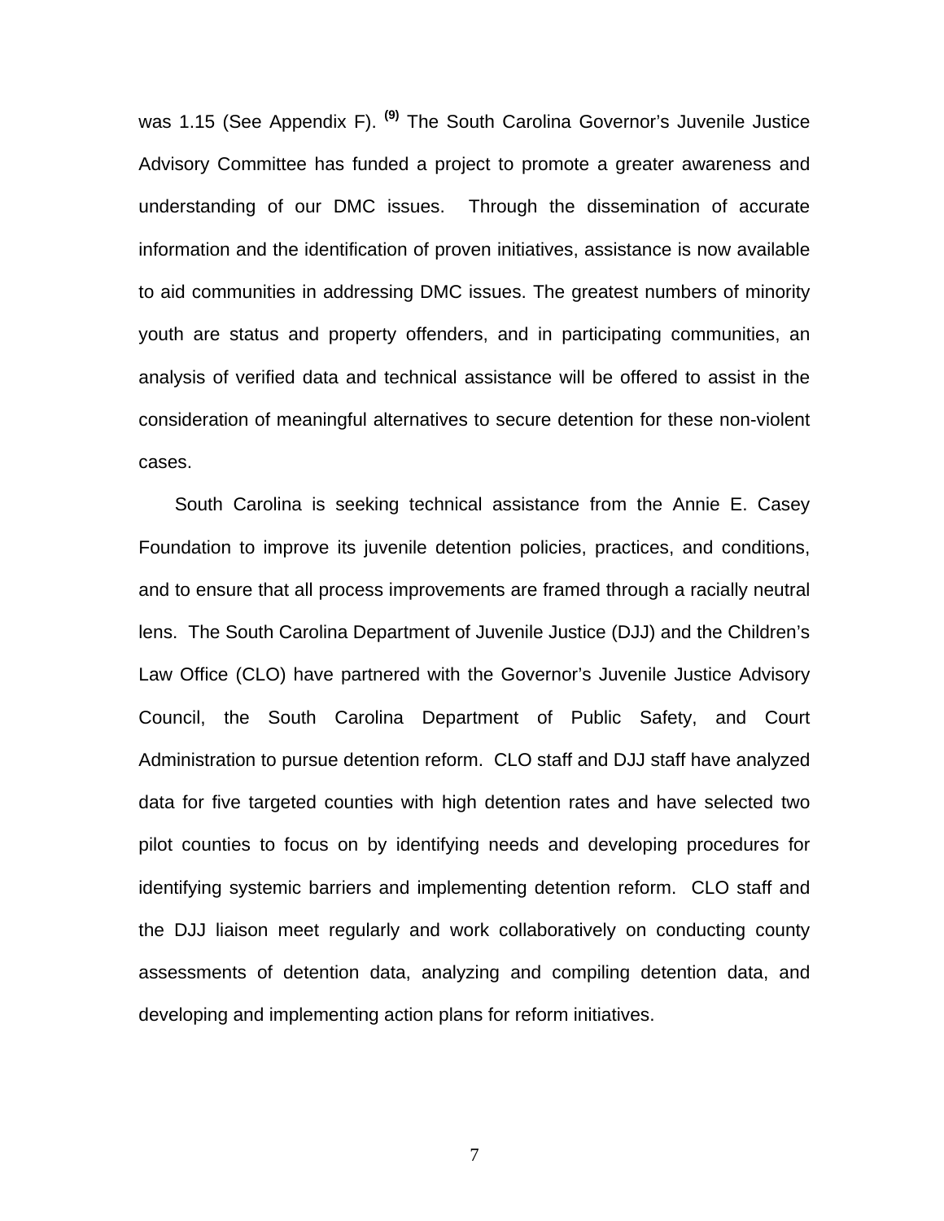was 1.15 (See Appendix F). [9] The South Carolina Governor's Juvenile Justice Advisory Committee has funded a project to promote a greater awareness and understanding of our DMC issues. Through the dissemination of accurate information and the identification of proven initiatives, assistance is now available to aid communities in addressing DMC issues. The greatest numbers of minority youth are status and property offenders, and in participating communities, an analysis of verified data and technical assistance will be offered to assist in the consideration of meaningful alternatives to secure detention for these non-violent cases.

South Carolina is seeking technical assistance from the Annie E. Casey Foundation to improve its juvenile detention policies, practices, and conditions, and to ensure that all process improvements are framed through a racially neutral lens. The South Carolina Department of Juvenile Justice (DJJ) and the Children's Law Office (CLO) have partnered with the Governor's Juvenile Justice Advisory Council, the South Carolina Department of Public Safety, and Court Administration to pursue detention reform. CLO staff and DJJ staff have analyzed data for five targeted counties with high detention rates and have selected two pilot counties to focus on by identifying needs and developing procedures for identifying systemic barriers and implementing detention reform. CLO staff and the DJJ liaison meet regularly and work collaboratively on conducting county assessments of detention data, analyzing and compiling detention data, and developing and implementing action plans for reform initiatives.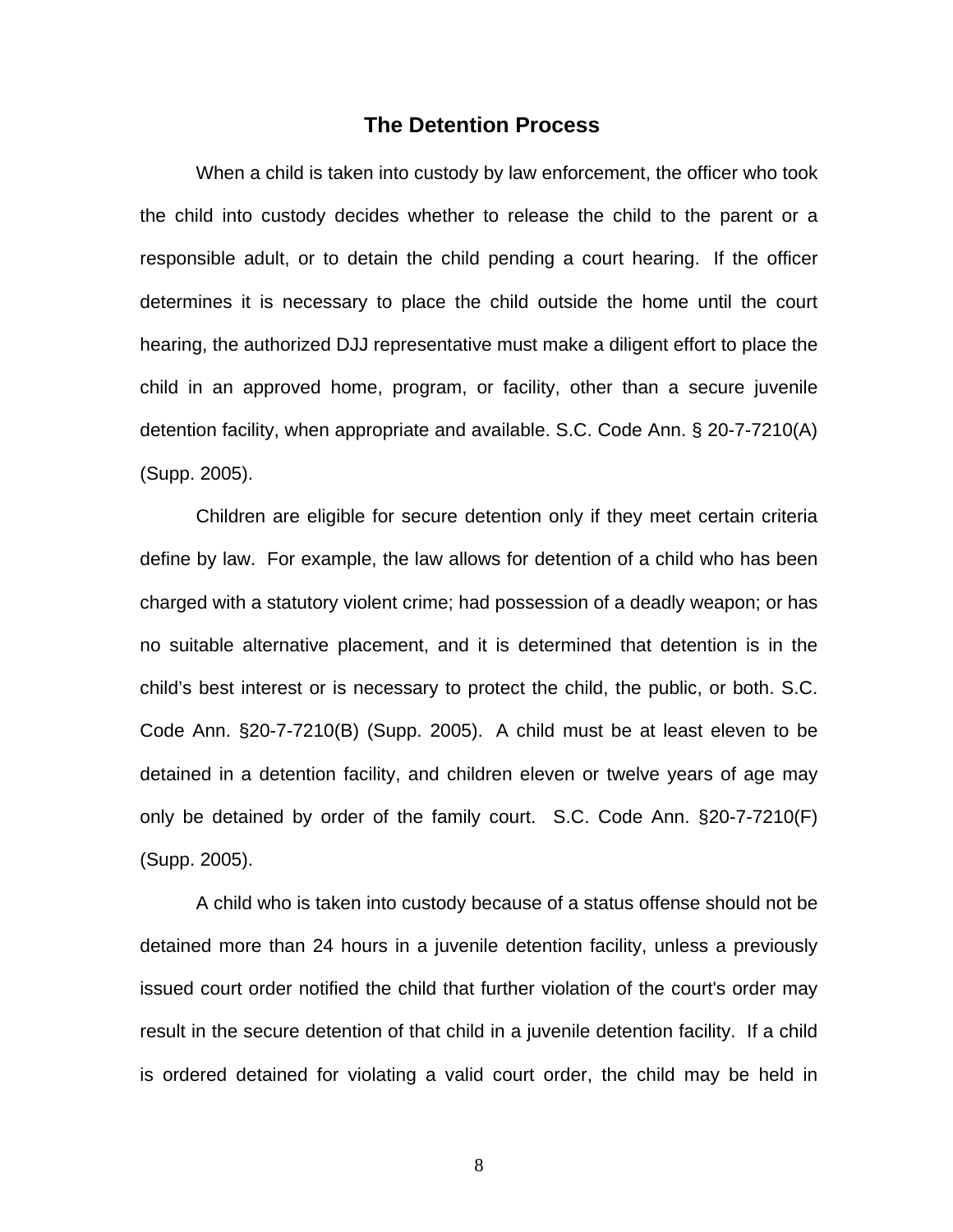## The Detention Process

When a child is taken into custody by law enforcement, the officer who took the child into custody decides whether to release the child to the parent or a responsible adult, or to detain the child pending a court hearing. If the officer determines it is necessary to place the child outside the home until the court hearing, the authorized DJJ representative must make a diligent effort to place the child in an approved home, program, or facility, other than a secure juvenile detention facility, when appropriate and available. S.C. Code Ann. § 20-7-7210(A) (Supp. 2005).

Children are eligible for secure detention only if they meet certain criteria define by law. For example, the law allows for detention of a child who has been charged with a statutory violent crime; had possession of a deadly weapon; or has no suitable alternative placement, and it is determined that detention is in the child's best interest or is necessary to protect the child, the public, or both. S.C. Code Ann. §20-7-7210(B) (Supp. 2005). A child must be at least eleven to be detained in a detention facility, and children eleven or twelve years of age may only be detained by order of the family court. S.C. Code Ann. §20-7-7210(F) (Supp. 2005).

A child who is taken into custody because of a status offense should not be detained more than 24 hours in a juvenile detention facility, unless a previously issued court order notified the child that further violation of the court's order may result in the secure detention of that child in a juvenile detention facility. If a child is ordered detained for violating a valid court order, the child may be held in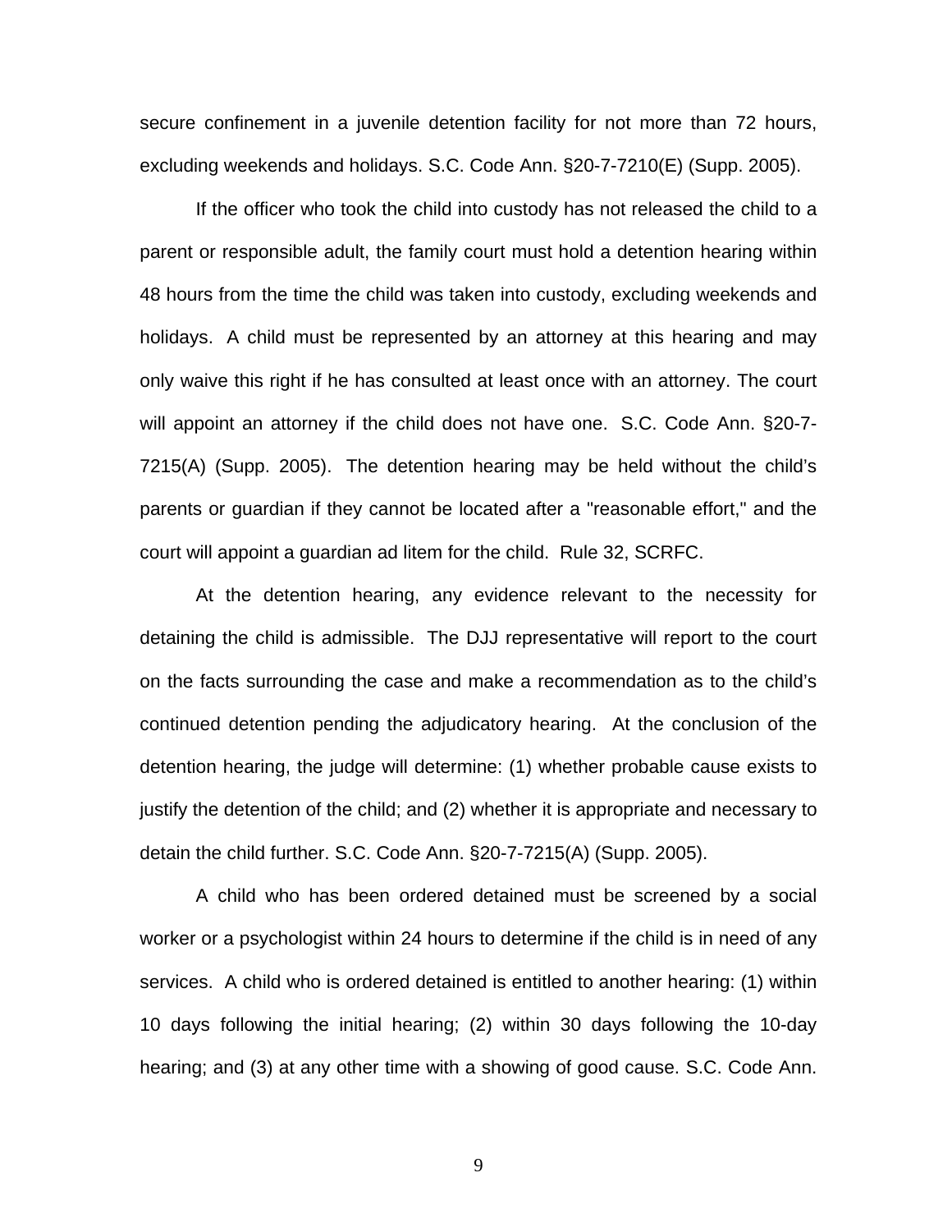secure confinement in a juvenile detention facility for not more than 72 hours, excluding weekends and holidays. S.C. Code Ann. §20-7-7210(E) (Supp. 2005).

If the officer who took the child into custody has not released the child to a parent or responsible adult, the family court must hold a detention hearing within 48 hours from the time the child was taken into custody, excluding weekends and holidays. A child must be represented by an attorney at this hearing and may only waive this right if he has consulted at least once with an attorney. The court will appoint an attorney if the child does not have one. S.C. Code Ann. §20-7-7215(A) (Supp. 2005). The detention hearing may be held without the child's parents or guardian if they cannot be located after a "reasonable effort," and the court will appoint a guardian ad litem for the child. Rule 32, SCRFC.

At the detention hearing, any evidence relevant to the necessity for detaining the child is admissible. The DJJ representative will report to the court on the facts surrounding the case and make a recommendation as to the child's continued detention pending the adjudicatory hearing. At the conclusion of the detention hearing, the judge will determine: (1) whether probable cause exists to justify the detention of the child; and (2) whether it is appropriate and necessary to detain the child further. S.C. Code Ann. §20-7-7215(A) (Supp. 2005).

A child who has been ordered detained must be screened by a social worker or a psychologist within 24 hours to determine if the child is in need of any services. A child who is ordered detained is entitled to another hearing: (1) within 10 days following the initial hearing; (2) within 30 days following the 10-day hearing; and (3) at any other time with a showing of good cause. S.C. Code Ann.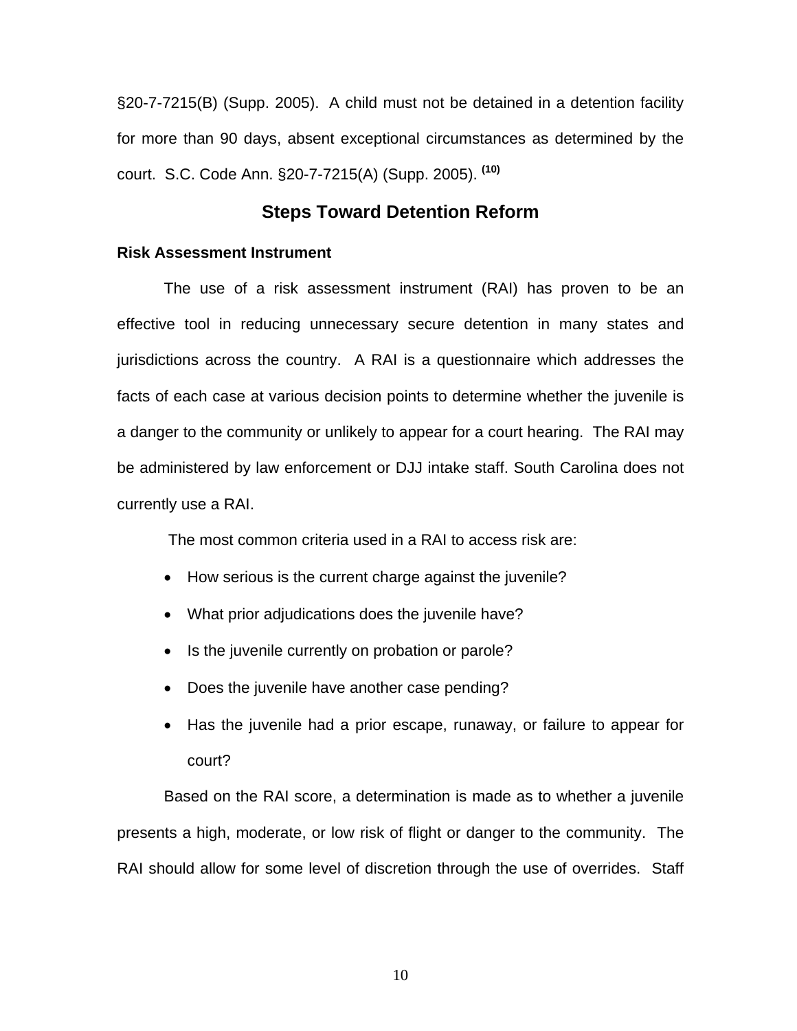§20-7-7215(B) (Supp. 2005). A child must not be detained in a detention facility for more than 90 days, absent exceptional circumstances as determined by the court. S.C. Code Ann. §20-7-7215(A) (Supp. 2005). [(10)]

## Steps Toward Detention Reform

**Risk Assessment Instrument**

The use of a risk assessment instrument (RAI) has proven to be an effective tool in reducing unnecessary secure detention in many states and jurisdictions across the country. A RAI is a questionnaire which addresses the facts of each case at various decision points to determine whether the juvenile is a danger to the community or unlikely to appear for a court hearing. The RAI may be administered by law enforcement or DJJ intake staff. South Carolina does not currently use a RAI.

The most common criteria used in a RAI to access risk are:

- How serious is the current charge against the juvenile?
- What prior adjudications does the juvenile have?
- Is the juvenile currently on probation or parole?
- Does the juvenile have another case pending?
- Has the juvenile had a prior escape, runaway, or failure to appear for court?

Based on the RAI score, a determination is made as to whether a juvenile presents a high, moderate, or low risk of flight or danger to the community. The RAI should allow for some level of discretion through the use of overrides. Staff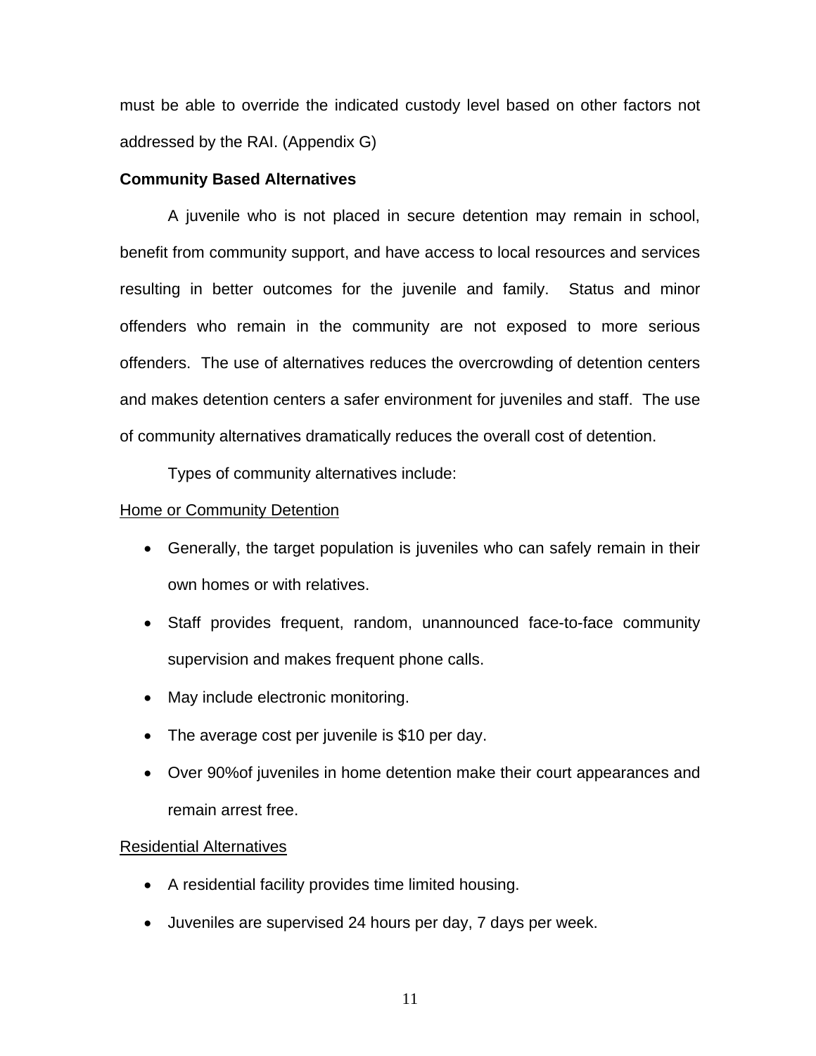must be able to override the indicated custody level based on other factors not addressed by the RAI. (Appendix G)

**Community Based Alternatives**

A juvenile who is not placed in secure detention may remain in school, benefit from community support, and have access to local resources and services resulting in better outcomes for the juvenile and family. Status and minor offenders who remain in the community are not exposed to more serious offenders. The use of alternatives reduces the overcrowding of detention centers and makes detention centers a safer environment for juveniles and staff. The use of community alternatives dramatically reduces the overall cost of detention.

Types of community alternatives include:

<u>Home or Community Detention</u>

- Generally, the target population is juveniles who can safely remain in their own homes or with relatives.
- Staff provides frequent, random, unannounced face-to-face community supervision and makes frequent phone calls.
- May include electronic monitoring.
- The average cost per juvenile is $10 per day.
- Over 90%of juveniles in home detention make their court appearances and remain arrest free.

<u>Residential Alternatives</u>

- A residential facility provides time limited housing.
- Juveniles are supervised 24 hours per day, 7 days per week.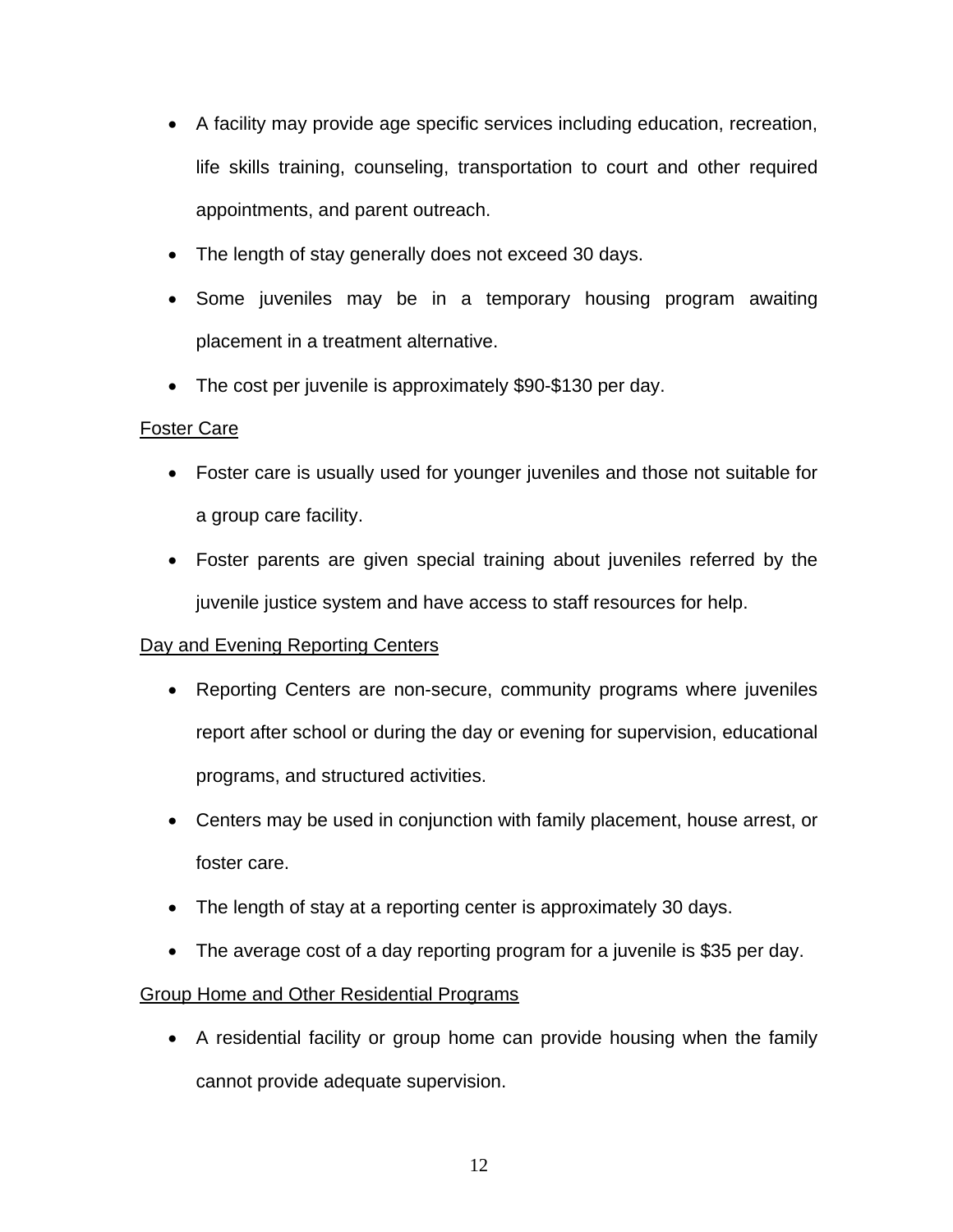- A facility may provide age specific services including education, recreation, life skills training, counseling, transportation to court and other required appointments, and parent outreach.
- The length of stay generally does not exceed 30 days.
- Some juveniles may be in a temporary housing program awaiting placement in a treatment alternative.
- The cost per juvenile is approximately $90-$130 per day.

<u>Foster Care</u>

- Foster care is usually used for younger juveniles and those not suitable for a group care facility.
- Foster parents are given special training about juveniles referred by the juvenile justice system and have access to staff resources for help.

<u>Day and Evening Reporting Centers</u>

- Reporting Centers are non-secure, community programs where juveniles report after school or during the day or evening for supervision, educational programs, and structured activities.
- Centers may be used in conjunction with family placement, house arrest, or foster care.
- The length of stay at a reporting center is approximately 30 days.
- The average cost of a day reporting program for a juvenile is $35 per day.

<u>Group Home and Other Residential Programs</u>

- A residential facility or group home can provide housing when the family cannot provide adequate supervision.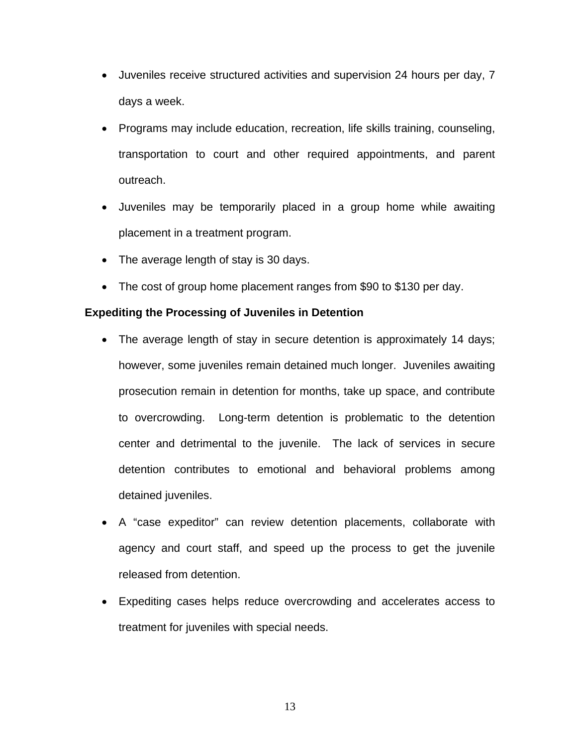- Juveniles receive structured activities and supervision 24 hours per day, 7 days a week.
- Programs may include education, recreation, life skills training, counseling, transportation to court and other required appointments, and parent outreach.
- Juveniles may be temporarily placed in a group home while awaiting placement in a treatment program.
- The average length of stay is 30 days.
- The cost of group home placement ranges from $90 to $130 per day.

**Expediting the Processing of Juveniles in Detention**

- The average length of stay in secure detention is approximately 14 days; however, some juveniles remain detained much longer. Juveniles awaiting prosecution remain in detention for months, take up space, and contribute to overcrowding. Long-term detention is problematic to the detention center and detrimental to the juvenile. The lack of services in secure detention contributes to emotional and behavioral problems among detained juveniles.
- A "case expeditor" can review detention placements, collaborate with agency and court staff, and speed up the process to get the juvenile released from detention.
- Expediting cases helps reduce overcrowding and accelerates access to treatment for juveniles with special needs.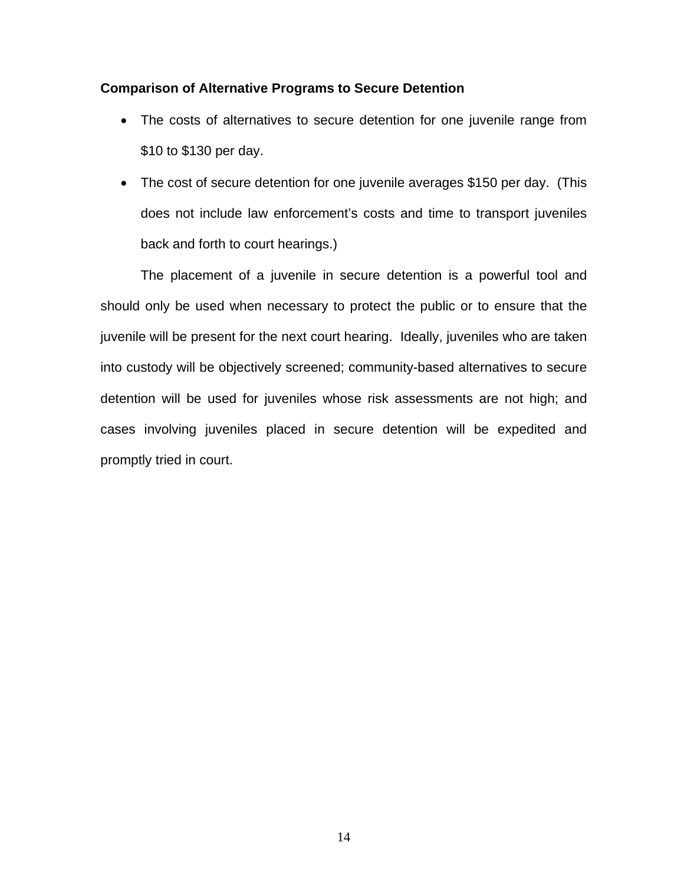**Comparison of Alternative Programs to Secure Detention**

- The costs of alternatives to secure detention for one juvenile range from $10 to $130 per day.
- The cost of secure detention for one juvenile averages $150 per day. (This does not include law enforcement's costs and time to transport juveniles back and forth to court hearings.)

The placement of a juvenile in secure detention is a powerful tool and should only be used when necessary to protect the public or to ensure that the juvenile will be present for the next court hearing. Ideally, juveniles who are taken into custody will be objectively screened; community-based alternatives to secure detention will be used for juveniles whose risk assessments are not high; and cases involving juveniles placed in secure detention will be expedited and promptly tried in court.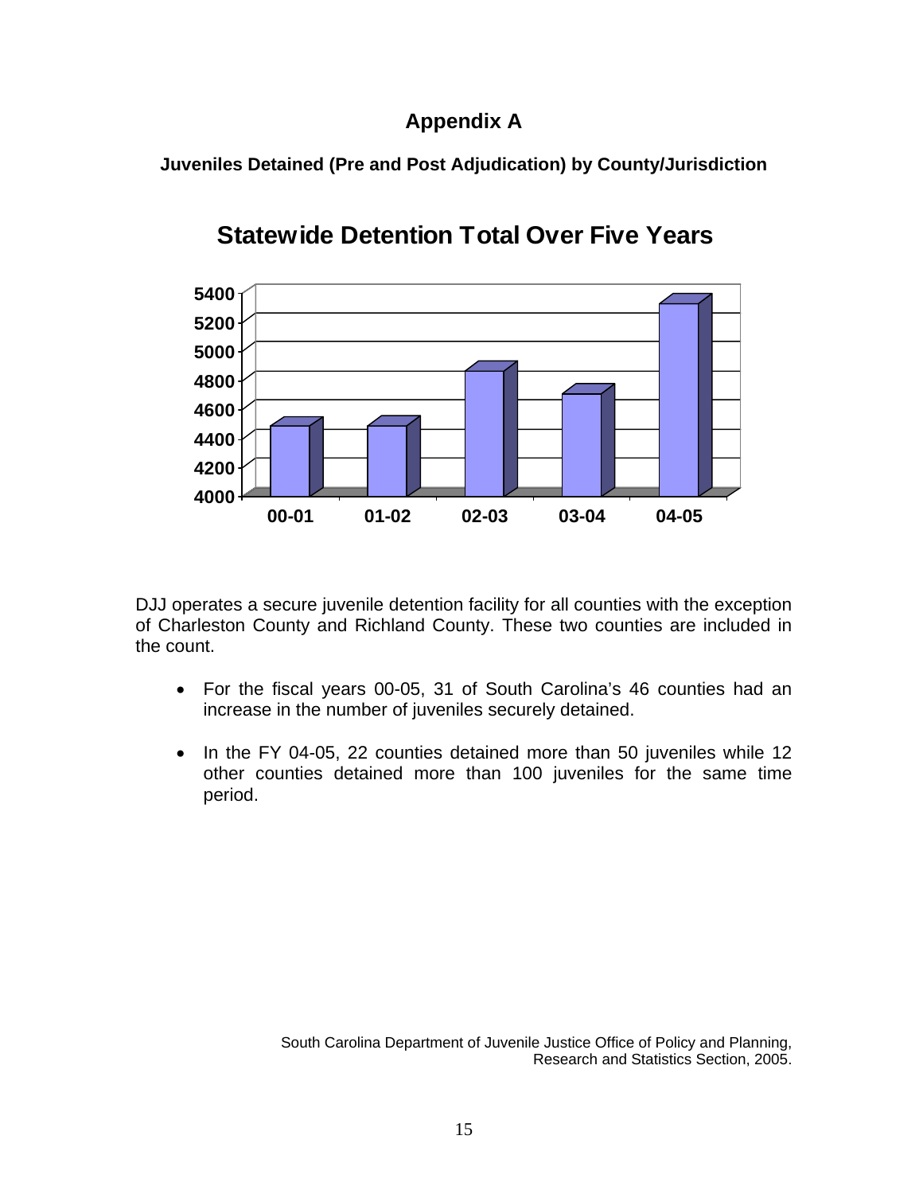# Appendix A

### Juveniles Detained (Pre and Post Adjudication) by County/Jurisdiction

## Statewide Detention Total Over Five Years

DJJ operates a secure juvenile detention facility for all counties with the exception of Charleston County and Richland County. These two counties are included in the count.

- For the fiscal years 00-05, 31 of South Carolina's 46 counties had an increase in the number of juveniles securely detained.
- In the FY 04-05, 22 counties detained more than 50 juveniles while 12 other counties detained more than 100 juveniles for the same time period.

South Carolina Department of Juvenile Justice Office of Policy and Planning, Research and Statistics Section, 2005.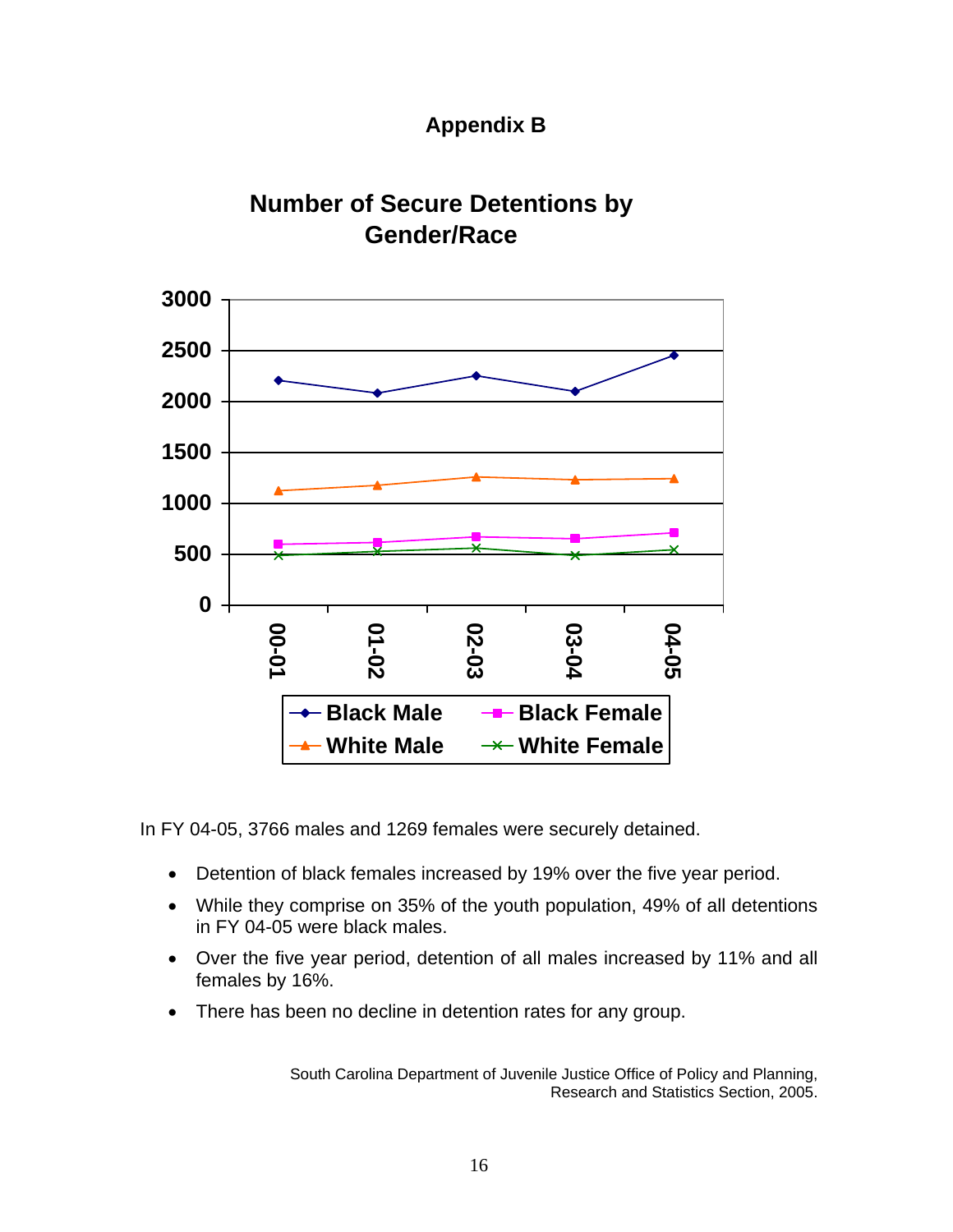# Appendix B

## Number of Secure Detentions by Gender/Race

In FY 04-05, 3766 males and 1269 females were securely detained.

- Detention of black females increased by 19% over the five year period.
- While they comprise on 35% of the youth population, 49% of all detentions in FY 04-05 were black males.
- Over the five year period, detention of all males increased by 11% and all females by 16%.
- There has been no decline in detention rates for any group.

South Carolina Department of Juvenile Justice Office of Policy and Planning, Research and Statistics Section, 2005.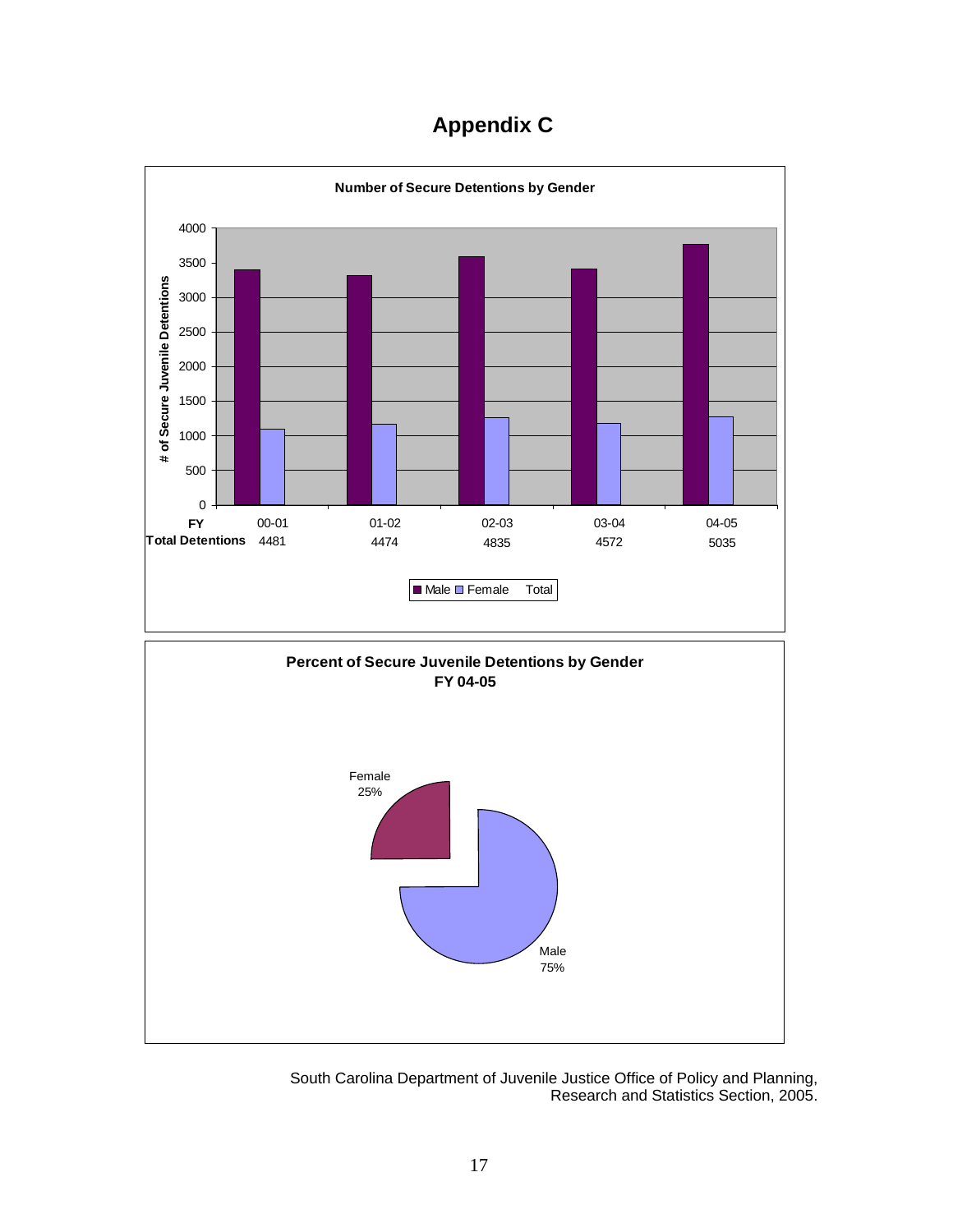# Appendix C

**Number of Secure Detentions by Gender**

| FY | 00-01 | 01-02 | 02-03 | 03-04 | 04-05 |
|---|---|---|---|---|---|
| Total Detentions | 4481 | 4474 | 4835 | 4572 | 5035 |

**Percent of Secure Juvenile Detentions by Gender FY 04-05**

Female 25%

Male 75%

South Carolina Department of Juvenile Justice Office of Policy and Planning, Research and Statistics Section, 2005.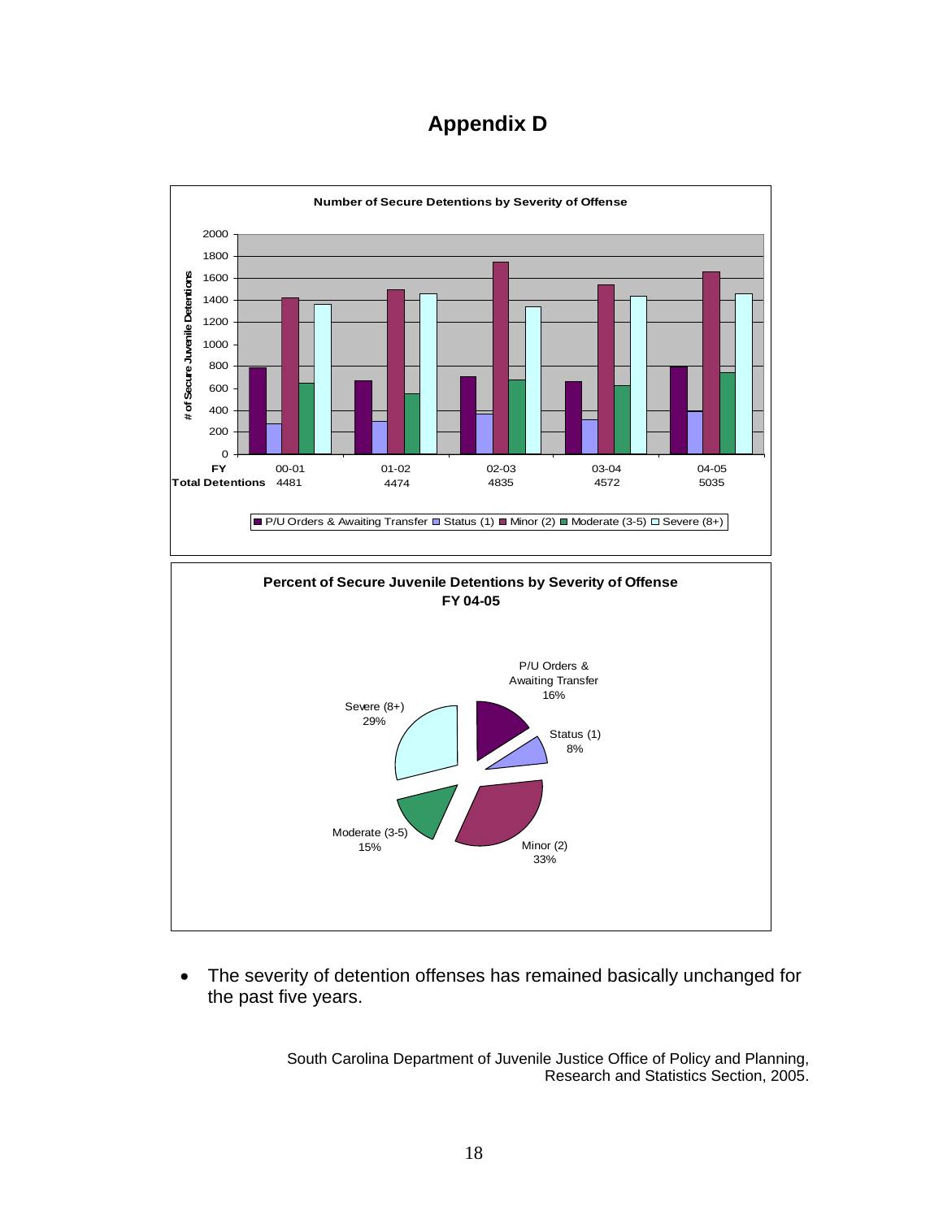# Appendix D

**Number of Secure Detentions by Severity of Offense**

| FY | 00-01 | 01-02 | 02-03 | 03-04 | 04-05 |
|---|---|---|---|---|---|
| Total Detentions | 4481 | 4474 | 4835 | 4572 | 5035 |

Legend: P/U Orders & Awaiting Transfer, Status (1), Minor (2), Moderate (3-5), Severe (8+)

**Percent of Secure Juvenile Detentions by Severity of Offense FY 04-05**

- P/U Orders & Awaiting Transfer 16%
- Status (1) 8%
- Minor (2) 33%
- Moderate (3-5) 15%
- Severe (8+) 29%

- The severity of detention offenses has remained basically unchanged for the past five years.

South Carolina Department of Juvenile Justice Office of Policy and Planning, Research and Statistics Section, 2005.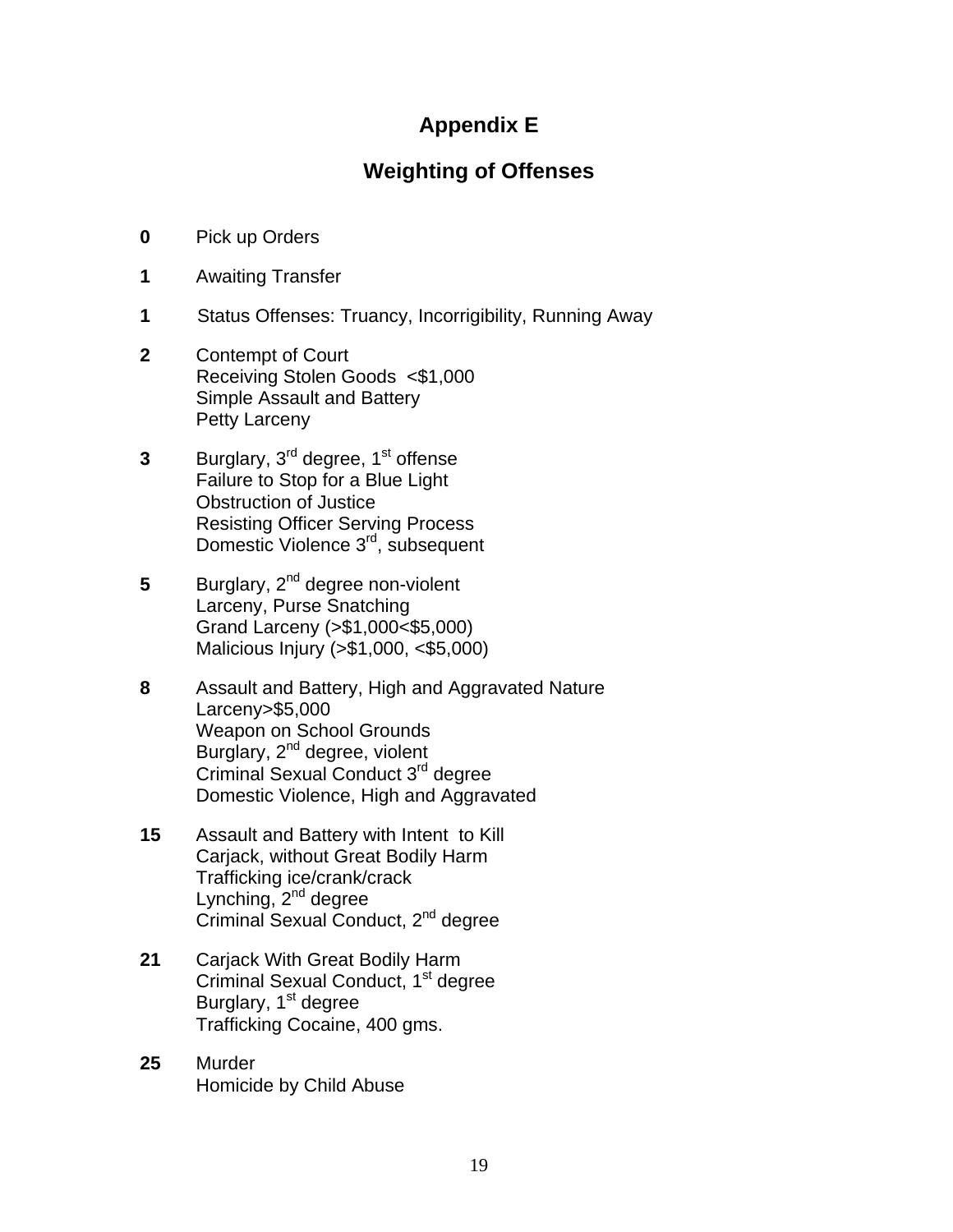# Appendix E

## Weighting of Offenses

**0** Pick up Orders

**1** Awaiting Transfer

**1** Status Offenses: Truancy, Incorrigibility, Running Away

**2** Contempt of Court
Receiving Stolen Goods <\$1,000
Simple Assault and Battery
Petty Larceny

**3** Burglary, 3rd degree, 1st offense
Failure to Stop for a Blue Light
Obstruction of Justice
Resisting Officer Serving Process
Domestic Violence 3rd, subsequent

**5** Burglary, 2nd degree non-violent
Larceny, Purse Snatching
Grand Larceny (>\$1,000<\$5,000)
Malicious Injury (>\$1,000, <\$5,000)

**8** Assault and Battery, High and Aggravated Nature
Larceny>\$5,000
Weapon on School Grounds
Burglary, 2nd degree, violent
Criminal Sexual Conduct 3rd degree
Domestic Violence, High and Aggravated

**15** Assault and Battery with Intent to Kill
Carjack, without Great Bodily Harm
Trafficking ice/crank/crack
Lynching, 2nd degree
Criminal Sexual Conduct, 2nd degree

**21** Carjack With Great Bodily Harm
Criminal Sexual Conduct, 1st degree
Burglary, 1st degree
Trafficking Cocaine, 400 gms.

**25** Murder
Homicide by Child Abuse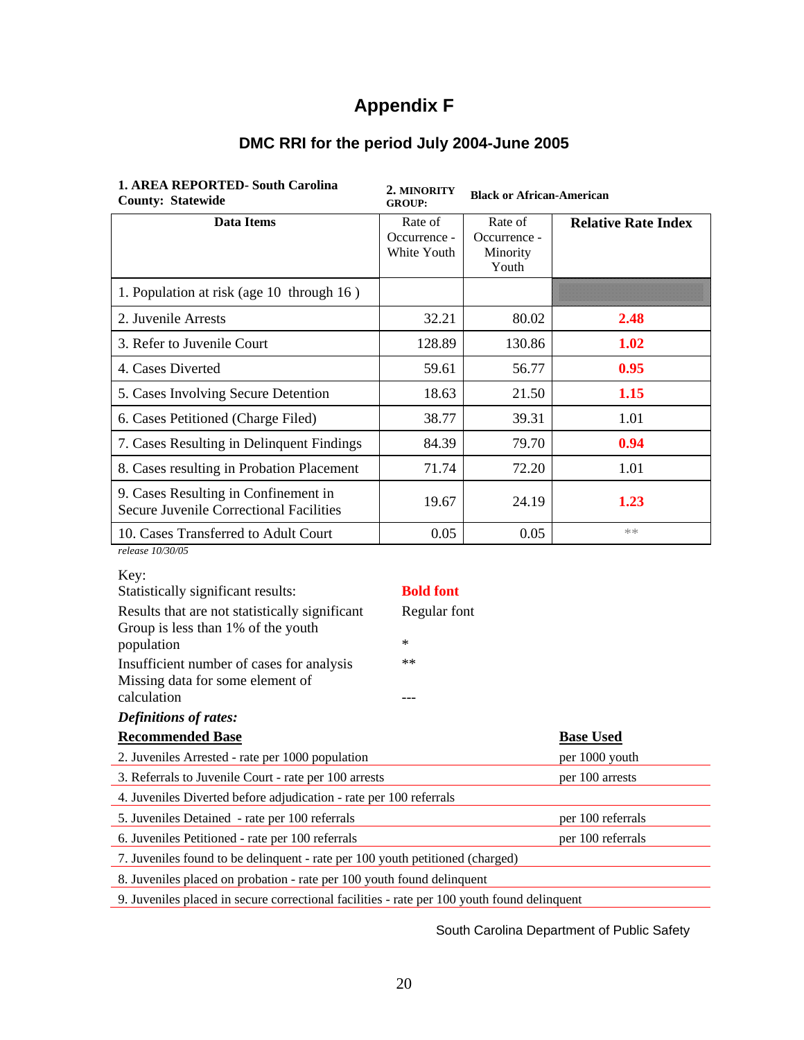# Appendix F

## DMC RRI for the period July 2004-June 2005

| **1. AREA REPORTED- South Carolina County: Statewide** | **2. MINORITY GROUP:** | **Black or African-American** | |
|---|---|---|---|
| **Data Items** | Rate of Occurrence - White Youth | Rate of Occurrence - Minority Youth | **Relative Rate Index** |
| 1. Population at risk (age 10 through 16 ) | | | |
| 2. Juvenile Arrests | 32.21 | 80.02 | **2.48** |
| 3. Refer to Juvenile Court | 128.89 | 130.86 | **1.02** |
| 4. Cases Diverted | 59.61 | 56.77 | **0.95** |
| 5. Cases Involving Secure Detention | 18.63 | 21.50 | **1.15** |
| 6. Cases Petitioned (Charge Filed) | 38.77 | 39.31 | 1.01 |
| 7. Cases Resulting in Delinquent Findings | 84.39 | 79.70 | **0.94** |
| 8. Cases resulting in Probation Placement | 71.74 | 72.20 | 1.01 |
| 9. Cases Resulting in Confinement in Secure Juvenile Correctional Facilities | 19.67 | 24.19 | **1.23** |
| 10. Cases Transferred to Adult Court | 0.05 | 0.05 | ** |

*release 10/30/05*

Key:

| | |
|---|---|
| Statistically significant results: | **Bold font** |
| Results that are not statistically significant | Regular font |
| Group is less than 1% of the youth population | * |
| Insufficient number of cases for analysis | ** |
| Missing data for some element of calculation | --- |

***Definitions of rates:***

| **Recommended Base** | **Base Used** |
|---|---|
| 2. Juveniles Arrested - rate per 1000 population | per 1000 youth |
| 3. Referrals to Juvenile Court - rate per 100 arrests | per 100 arrests |
| 4. Juveniles Diverted before adjudication - rate per 100 referrals | |
| 5. Juveniles Detained - rate per 100 referrals | per 100 referrals |
| 6. Juveniles Petitioned - rate per 100 referrals | per 100 referrals |
| 7. Juveniles found to be delinquent - rate per 100 youth petitioned (charged) | |
| 8. Juveniles placed on probation - rate per 100 youth found delinquent | |
| 9. Juveniles placed in secure correctional facilities - rate per 100 youth found delinquent | |

South Carolina Department of Public Safety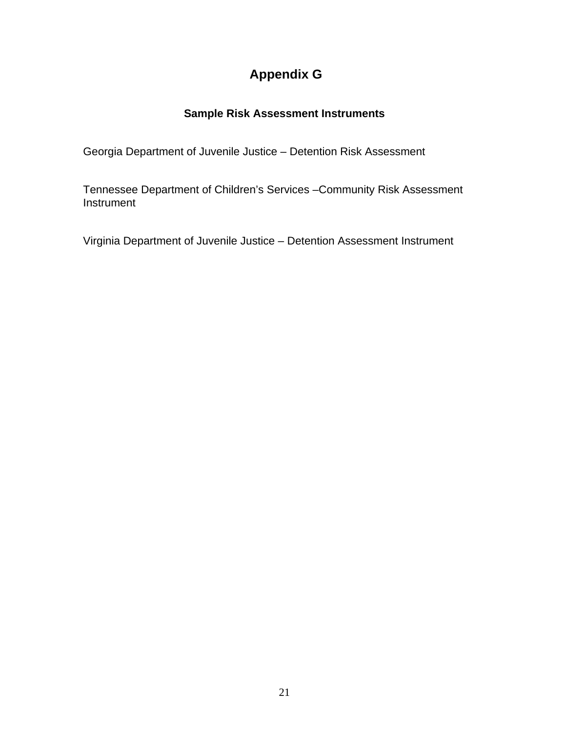# Appendix G

### Sample Risk Assessment Instruments

Georgia Department of Juvenile Justice – Detention Risk Assessment

Tennessee Department of Children's Services –Community Risk Assessment Instrument

Virginia Department of Juvenile Justice – Detention Assessment Instrument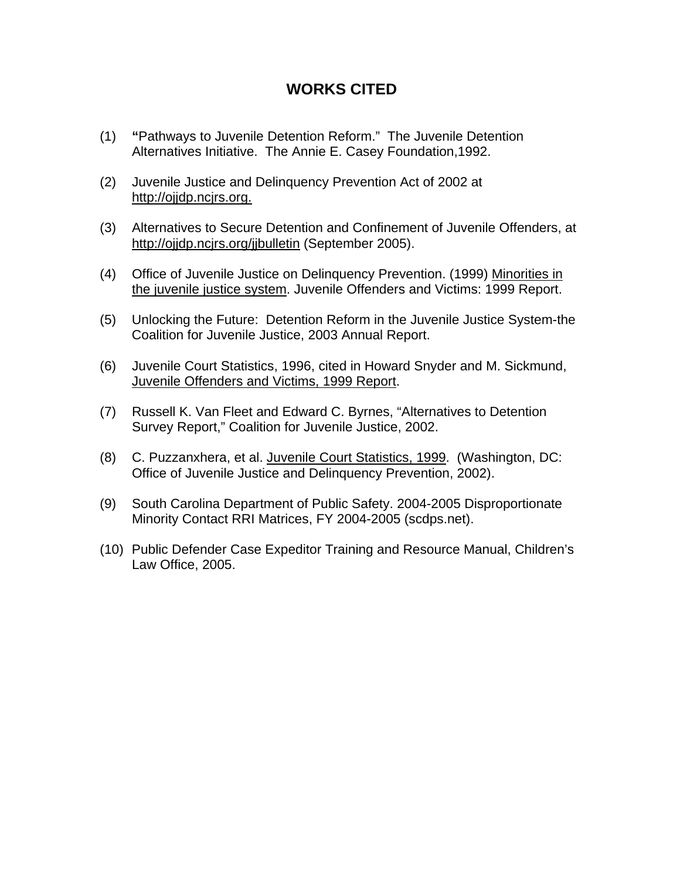# WORKS CITED

(1) **"**Pathways to Juvenile Detention Reform." The Juvenile Detention Alternatives Initiative. The Annie E. Casey Foundation,1992.

(2) Juvenile Justice and Delinquency Prevention Act of 2002 at http://ojjdp.ncjrs.org.

(3) Alternatives to Secure Detention and Confinement of Juvenile Offenders, at http://ojjdp.ncjrs.org/jjbulletin (September 2005).

(4) Office of Juvenile Justice on Delinquency Prevention. (1999) Minorities in the juvenile justice system. Juvenile Offenders and Victims: 1999 Report.

(5) Unlocking the Future: Detention Reform in the Juvenile Justice System-the Coalition for Juvenile Justice, 2003 Annual Report.

(6) Juvenile Court Statistics, 1996, cited in Howard Snyder and M. Sickmund, Juvenile Offenders and Victims, 1999 Report.

(7) Russell K. Van Fleet and Edward C. Byrnes, "Alternatives to Detention Survey Report," Coalition for Juvenile Justice, 2002.

(8) C. Puzzanxhera, et al. Juvenile Court Statistics, 1999. (Washington, DC: Office of Juvenile Justice and Delinquency Prevention, 2002).

(9) South Carolina Department of Public Safety. 2004-2005 Disproportionate Minority Contact RRI Matrices, FY 2004-2005 (scdps.net).

(10) Public Defender Case Expeditor Training and Resource Manual, Children's Law Office, 2005.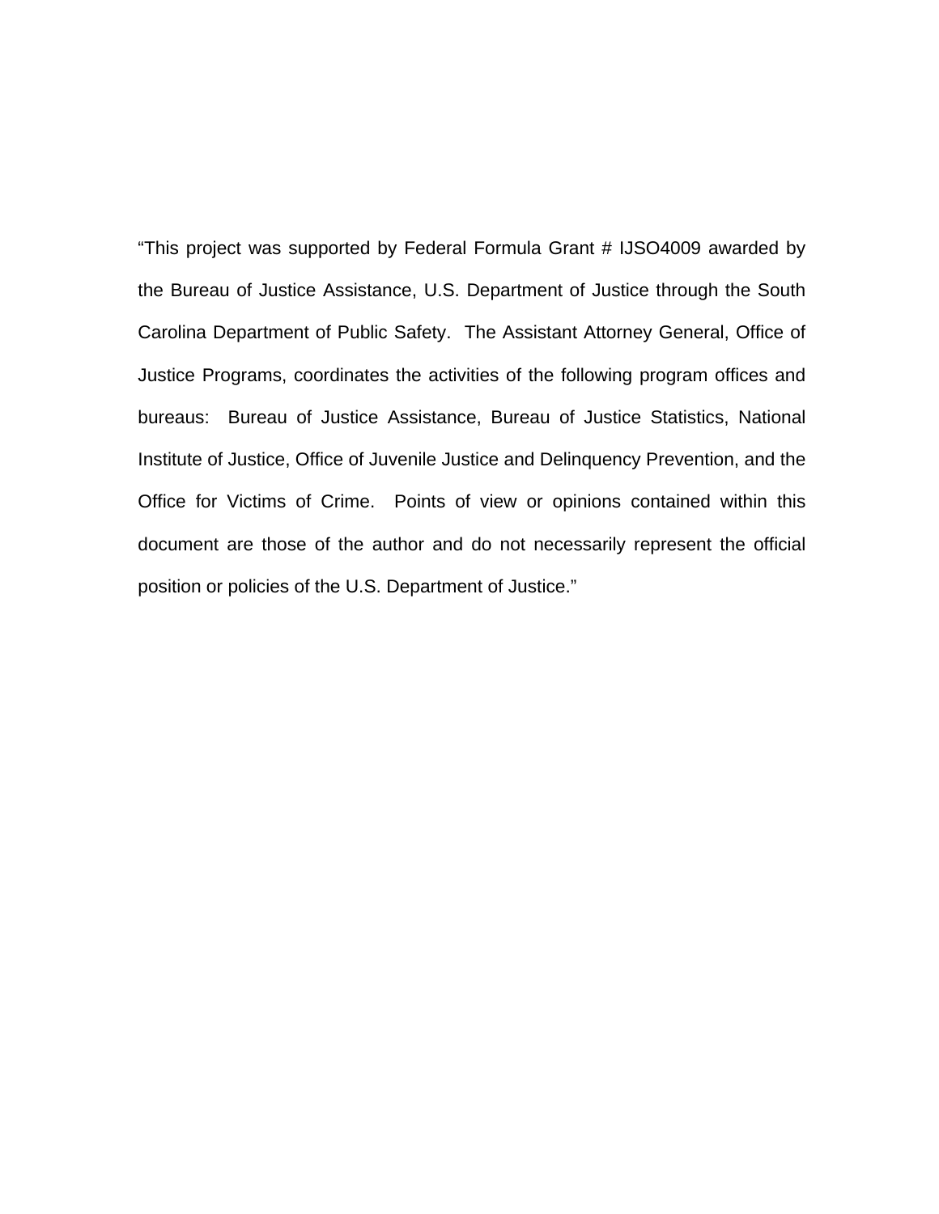“This project was supported by Federal Formula Grant # IJSO4009 awarded by the Bureau of Justice Assistance, U.S. Department of Justice through the South Carolina Department of Public Safety. The Assistant Attorney General, Office of Justice Programs, coordinates the activities of the following program offices and bureaus: Bureau of Justice Assistance, Bureau of Justice Statistics, National Institute of Justice, Office of Juvenile Justice and Delinquency Prevention, and the Office for Victims of Crime. Points of view or opinions contained within this document are those of the author and do not necessarily represent the official position or policies of the U.S. Department of Justice.”